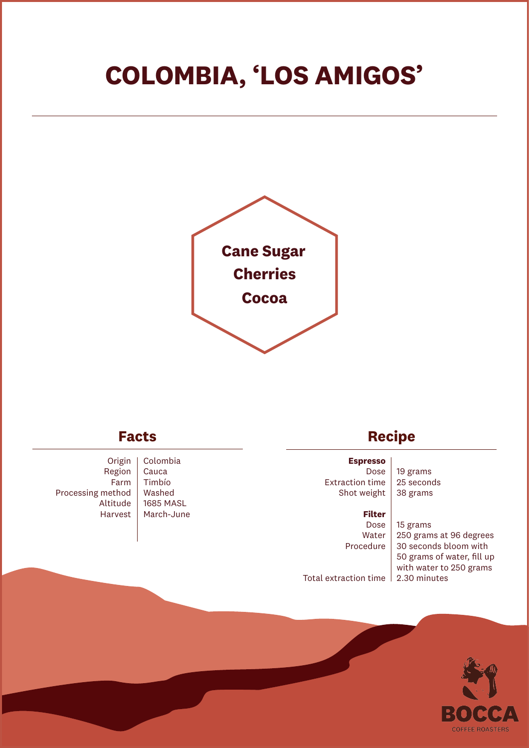# COLOMBIA, 'LOS AMIGOS'

**Cane Sugar**
**Cherries**
**Cocoa**

## Facts

| | |
|---|---|
| Origin | Colombia |
| Region | Cauca |
| Farm | Timbío |
| Processing method | Washed |
| Altitude | 1685 MASL |
| Harvest | March-June |

## Recipe

**Espresso**

| | |
|---|---|
| Dose | 19 grams |
| Extraction time | 25 seconds |
| Shot weight | 38 grams |

**Filter**

| | |
|---|---|
| Dose | 15 grams |
| Water | 250 grams at 96 degrees |
| Procedure | 30 seconds bloom with 50 grams of water, fill up with water to 250 grams |
| Total extraction time | 2.30 minutes |

BOCCA
COFFEE ROASTERS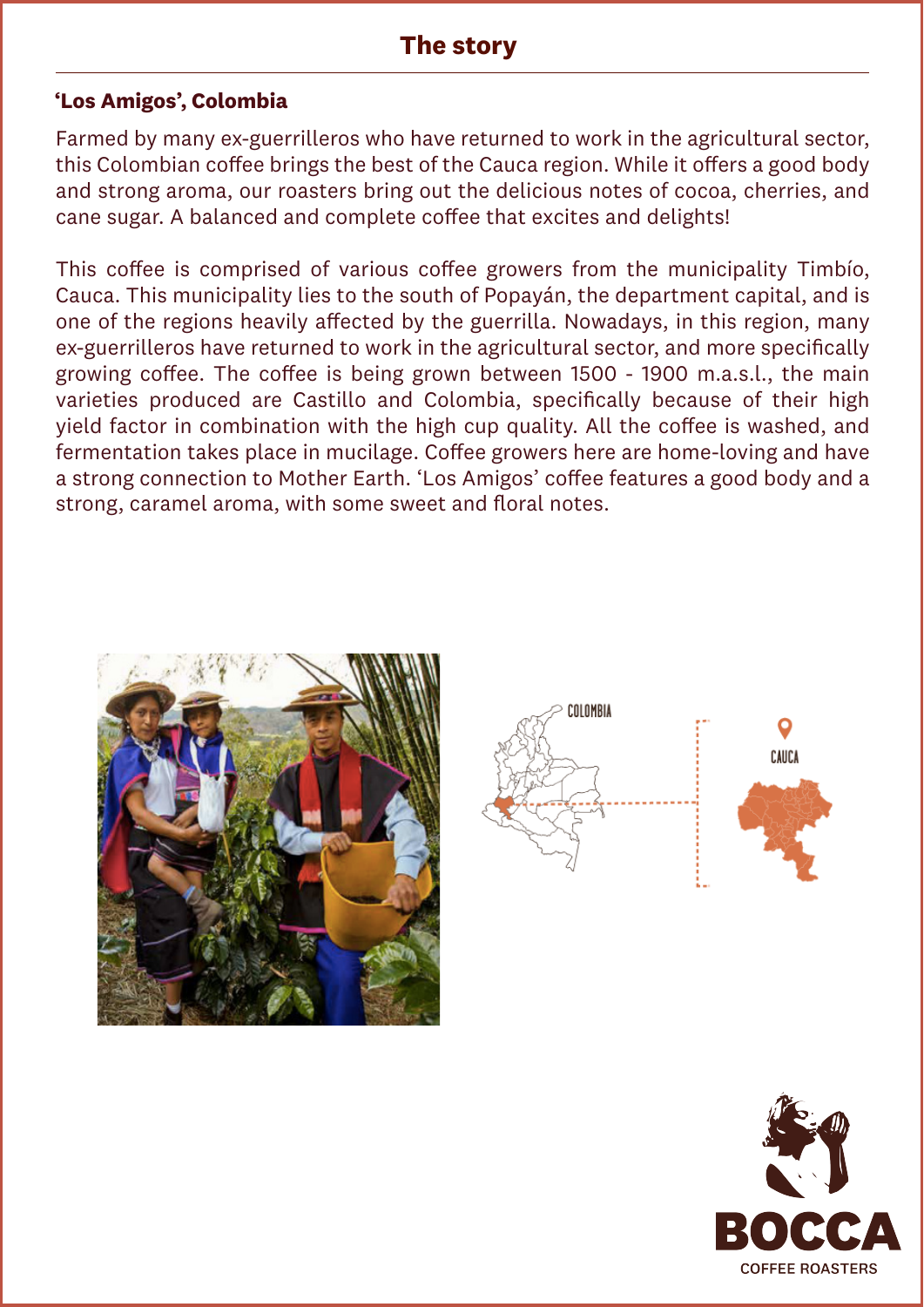# The story

## 'Los Amigos', Colombia

Farmed by many ex-guerrilleros who have returned to work in the agricultural sector, this Colombian coffee brings the best of the Cauca region. While it offers a good body and strong aroma, our roasters bring out the delicious notes of cocoa, cherries, and cane sugar. A balanced and complete coffee that excites and delights!

This coffee is comprised of various coffee growers from the municipality Timbío, Cauca. This municipality lies to the south of Popayán, the department capital, and is one of the regions heavily affected by the guerrilla. Nowadays, in this region, many ex-guerrilleros have returned to work in the agricultural sector, and more specifically growing coffee. The coffee is being grown between 1500 - 1900 m.a.s.l., the main varieties produced are Castillo and Colombia, specifically because of their high yield factor in combination with the high cup quality. All the coffee is washed, and fermentation takes place in mucilage. Coffee growers here are home-loving and have a strong connection to Mother Earth. 'Los Amigos' coffee features a good body and a strong, caramel aroma, with some sweet and floral notes.

COLOMBIA

CAUCA

BOCCA
COFFEE ROASTERS